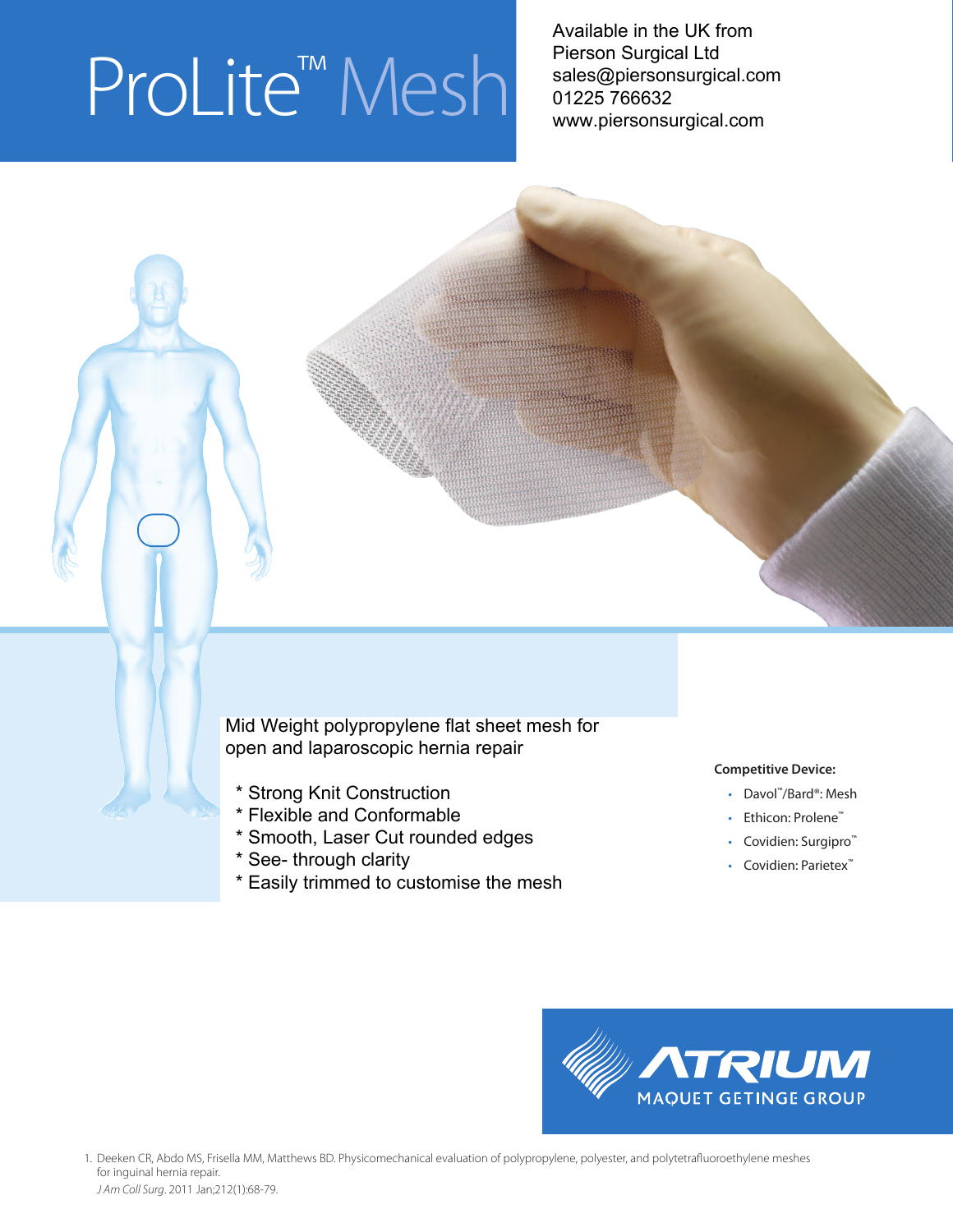# ProLite™ Mesh

Available in the UK from
Pierson Surgical Ltd
sales@piersonsurgical.com
01225 766632
www.piersonsurgical.com

Mid Weight polypropylene flat sheet mesh for open and laparoscopic hernia repair

* Strong Knit Construction
* Flexible and Conformable
* Smooth, Laser Cut rounded edges
* See- through clarity
* Easily trimmed to customise the mesh

**Competitive Device:**

- Davol™/Bard®: Mesh
- Ethicon: Prolene™
- Covidien: Surgipro™
- Covidien: Parietex™

ATRIUM
MAQUET GETINGE GROUP

1. Deeken CR, Abdo MS, Frisella MM, Matthews BD. Physicomechanical evaluation of polypropylene, polyester, and polytetrafluoroethylene meshes for inguinal hernia repair. *J Am Coll Surg*. 2011 Jan;212(1):68-79.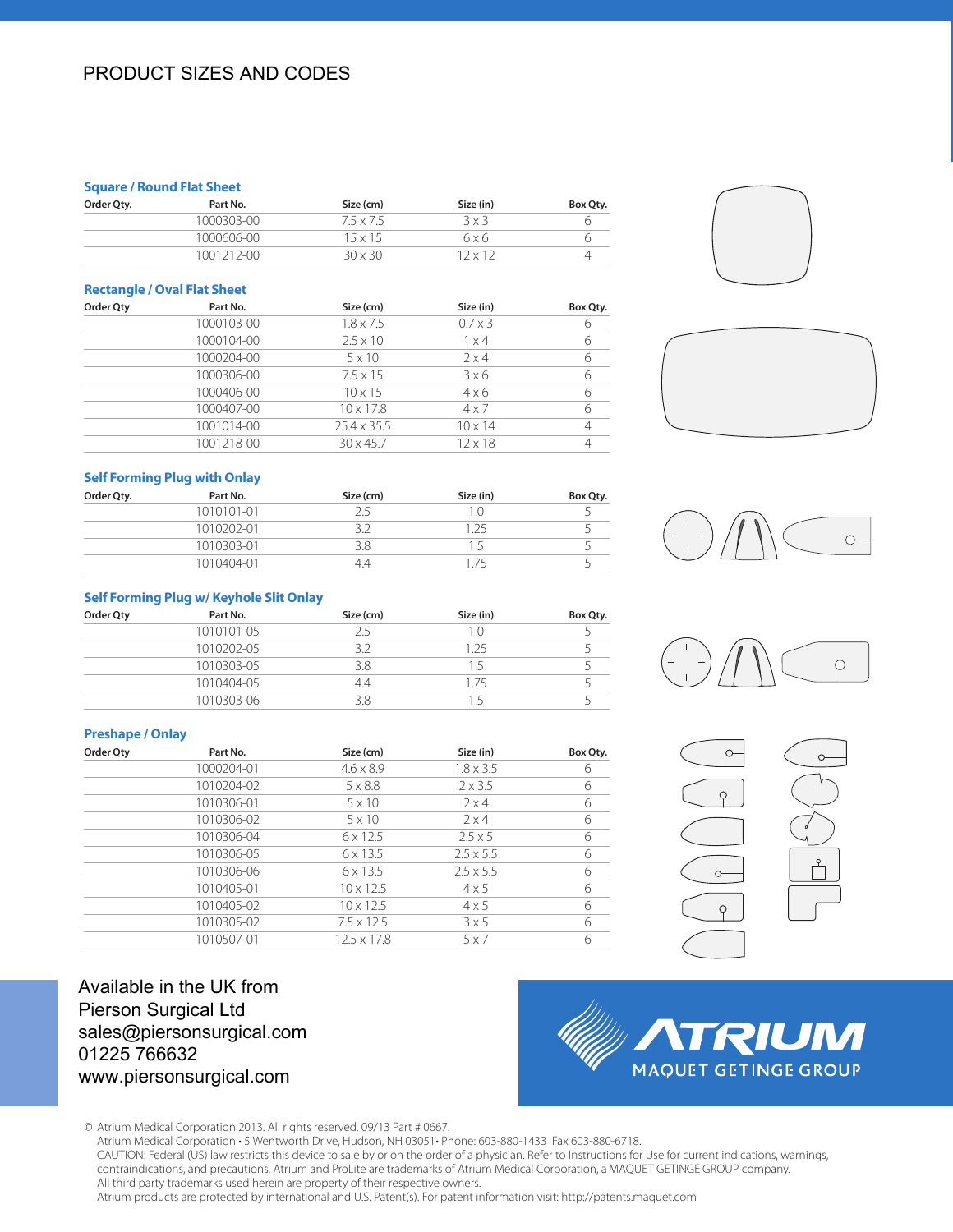# PRODUCT SIZES AND CODES

## Square / Round Flat Sheet

| Order Qty. | Part No. | Size (cm) | Size (in) | Box Qty. |
|---|---|---|---|---|
| | 1000303-00 | 7.5 x 7.5 | 3 x 3 | 6 |
| | 1000606-00 | 15 x 15 | 6 x 6 | 6 |
| | 1001212-00 | 30 x 30 | 12 x 12 | 4 |

## Rectangle / Oval Flat Sheet

| Order Qty | Part No. | Size (cm) | Size (in) | Box Qty. |
|---|---|---|---|---|
| | 1000103-00 | 1.8 x 7.5 | 0.7 x 3 | 6 |
| | 1000104-00 | 2.5 x 10 | 1 x 4 | 6 |
| | 1000204-00 | 5 x 10 | 2 x 4 | 6 |
| | 1000306-00 | 7.5 x 15 | 3 x 6 | 6 |
| | 1000406-00 | 10 x 15 | 4 x 6 | 6 |
| | 1000407-00 | 10 x 17.8 | 4 x 7 | 6 |
| | 1001014-00 | 25.4 x 35.5 | 10 x 14 | 4 |
| | 1001218-00 | 30 x 45.7 | 12 x 18 | 4 |

## Self Forming Plug with Onlay

| Order Qty. | Part No. | Size (cm) | Size (in) | Box Qty. |
|---|---|---|---|---|
| | 1010101-01 | 2.5 | 1.0 | 5 |
| | 1010202-01 | 3.2 | 1.25 | 5 |
| | 1010303-01 | 3.8 | 1.5 | 5 |
| | 1010404-01 | 4.4 | 1.75 | 5 |

## Self Forming Plug w/ Keyhole Slit Onlay

| Order Qty | Part No. | Size (cm) | Size (in) | Box Qty. |
|---|---|---|---|---|
| | 1010101-05 | 2.5 | 1.0 | 5 |
| | 1010202-05 | 3.2 | 1.25 | 5 |
| | 1010303-05 | 3.8 | 1.5 | 5 |
| | 1010404-05 | 4.4 | 1.75 | 5 |
| | 1010303-06 | 3.8 | 1.5 | 5 |

## Preshape / Onlay

| Order Qty | Part No. | Size (cm) | Size (in) | Box Qty. |
|---|---|---|---|---|
| | 1000204-01 | 4.6 x 8.9 | 1.8 x 3.5 | 6 |
| | 1010204-02 | 5 x 8.8 | 2 x 3.5 | 6 |
| | 1010306-01 | 5 x 10 | 2 x 4 | 6 |
| | 1010306-02 | 5 x 10 | 2 x 4 | 6 |
| | 1010306-04 | 6 x 12.5 | 2.5 x 5 | 6 |
| | 1010306-05 | 6 x 13.5 | 2.5 x 5.5 | 6 |
| | 1010306-06 | 6 x 13.5 | 2.5 x 5.5 | 6 |
| | 1010405-01 | 10 x 12.5 | 4 x 5 | 6 |
| | 1010405-02 | 10 x 12.5 | 4 x 5 | 6 |
| | 1010305-02 | 7.5 x 12.5 | 3 x 5 | 6 |
| | 1010507-01 | 12.5 x 17.8 | 5 x 7 | 6 |

Available in the UK from
Pierson Surgical Ltd
sales@piersonsurgical.com
01225 766632
www.piersonsurgical.com

ATRIUM
MAQUET GETINGE GROUP

© Atrium Medical Corporation 2013. All rights reserved. 09/13 Part # 0667.
Atrium Medical Corporation • 5 Wentworth Drive, Hudson, NH 03051• Phone: 603-880-1433 Fax 603-880-6718.
CAUTION: Federal (US) law restricts this device to sale by or on the order of a physician. Refer to Instructions for Use for current indications, warnings, contraindications, and precautions. Atrium and ProLite are trademarks of Atrium Medical Corporation, a MAQUET GETINGE GROUP company.
All third party trademarks used herein are property of their respective owners.
Atrium products are protected by international and U.S. Patent(s). For patent information visit: http://patents.maquet.com